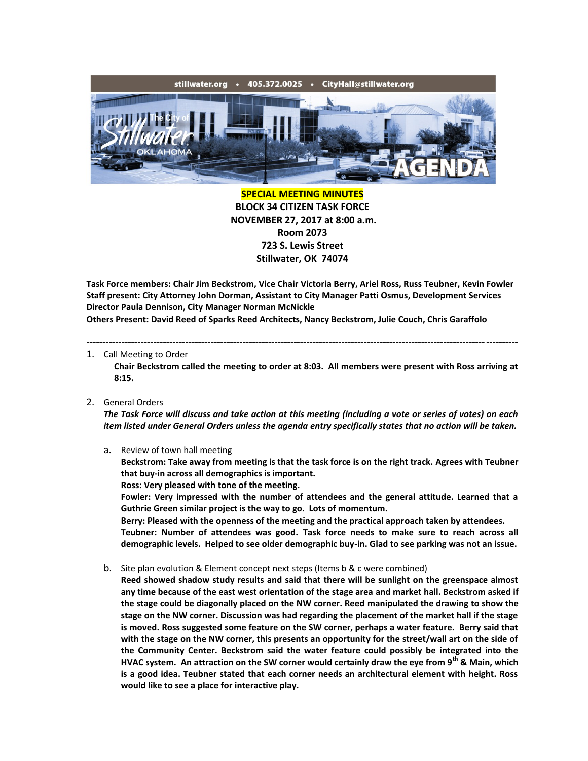stillwater.org • 405.372.0025 • CityHall@stillwater.org

**SPECIAL MEETING MINUTES**
**BLOCK 34 CITIZEN TASK FORCE**
**NOVEMBER 27, 2017 at 8:00 a.m.**
**Room 2073**
**723 S. Lewis Street**
**Stillwater, OK 74074**

**Task Force members: Chair Jim Beckstrom, Vice Chair Victoria Berry, Ariel Ross, Russ Teubner, Kevin Fowler**
**Staff present: City Attorney John Dorman, Assistant to City Manager Patti Osmus, Development Services Director Paula Dennison, City Manager Norman McNickle**
**Others Present: David Reed of Sparks Reed Architects, Nancy Beckstrom, Julie Couch, Chris Garaffolo**

---

1. Call Meeting to Order
   **Chair Beckstrom called the meeting to order at 8:03. All members were present with Ross arriving at 8:15.**

2. General Orders
   ***The Task Force will discuss and take action at this meeting (including a vote or series of votes) on each item listed under General Orders unless the agenda entry specifically states that no action will be taken.***

   a. Review of town hall meeting
      **Beckstrom: Take away from meeting is that the task force is on the right track. Agrees with Teubner that buy-in across all demographics is important.**
      **Ross: Very pleased with tone of the meeting.**
      **Fowler: Very impressed with the number of attendees and the general attitude. Learned that a Guthrie Green similar project is the way to go. Lots of momentum.**
      **Berry: Pleased with the openness of the meeting and the practical approach taken by attendees.**
      **Teubner: Number of attendees was good. Task force needs to make sure to reach across all demographic levels. Helped to see older demographic buy-in. Glad to see parking was not an issue.**

   b. Site plan evolution & Element concept next steps (Items b & c were combined)
      **Reed showed shadow study results and said that there will be sunlight on the greenspace almost any time because of the east west orientation of the stage area and market hall. Beckstrom asked if the stage could be diagonally placed on the NW corner. Reed manipulated the drawing to show the stage on the NW corner. Discussion was had regarding the placement of the market hall if the stage is moved. Ross suggested some feature on the SW corner, perhaps a water feature. Berry said that with the stage on the NW corner, this presents an opportunity for the street/wall art on the side of the Community Center. Beckstrom said the water feature could possibly be integrated into the HVAC system. An attraction on the SW corner would certainly draw the eye from 9th & Main, which is a good idea. Teubner stated that each corner needs an architectural element with height. Ross would like to see a place for interactive play.**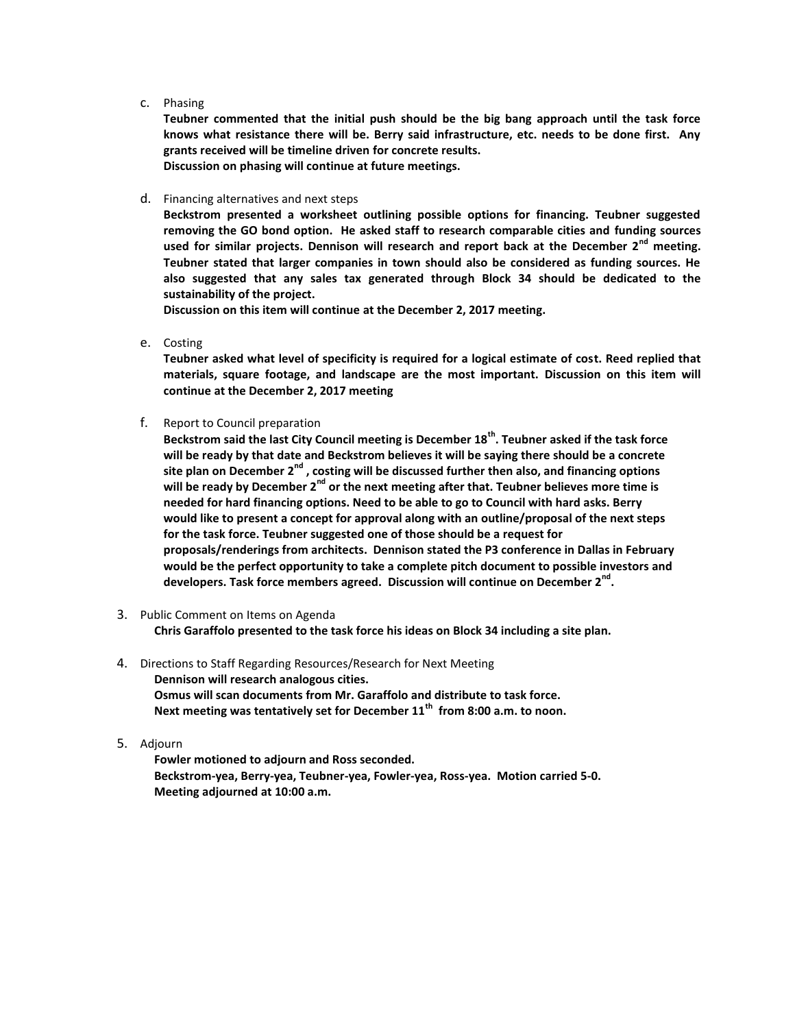c. Phasing

**Teubner commented that the initial push should be the big bang approach until the task force knows what resistance there will be. Berry said infrastructure, etc. needs to be done first. Any grants received will be timeline driven for concrete results.**
**Discussion on phasing will continue at future meetings.**

d. Financing alternatives and next steps

**Beckstrom presented a worksheet outlining possible options for financing. Teubner suggested removing the GO bond option. He asked staff to research comparable cities and funding sources used for similar projects. Dennison will research and report back at the December 2nd meeting. Teubner stated that larger companies in town should also be considered as funding sources. He also suggested that any sales tax generated through Block 34 should be dedicated to the sustainability of the project.**
**Discussion on this item will continue at the December 2, 2017 meeting.**

e. Costing

**Teubner asked what level of specificity is required for a logical estimate of cost. Reed replied that materials, square footage, and landscape are the most important. Discussion on this item will continue at the December 2, 2017 meeting**

f. Report to Council preparation

**Beckstrom said the last City Council meeting is December 18th. Teubner asked if the task force will be ready by that date and Beckstrom believes it will be saying there should be a concrete site plan on December 2nd , costing will be discussed further then also, and financing options will be ready by December 2nd or the next meeting after that. Teubner believes more time is needed for hard financing options. Need to be able to go to Council with hard asks. Berry would like to present a concept for approval along with an outline/proposal of the next steps for the task force. Teubner suggested one of those should be a request for proposals/renderings from architects. Dennison stated the P3 conference in Dallas in February would be the perfect opportunity to take a complete pitch document to possible investors and developers. Task force members agreed. Discussion will continue on December 2nd.**

3. Public Comment on Items on Agenda

**Chris Garaffolo presented to the task force his ideas on Block 34 including a site plan.**

4. Directions to Staff Regarding Resources/Research for Next Meeting

**Dennison will research analogous cities.**
**Osmus will scan documents from Mr. Garaffolo and distribute to task force.**
**Next meeting was tentatively set for December 11th from 8:00 a.m. to noon.**

5. Adjourn

**Fowler motioned to adjourn and Ross seconded.**
**Beckstrom-yea, Berry-yea, Teubner-yea, Fowler-yea, Ross-yea. Motion carried 5-0.**
**Meeting adjourned at 10:00 a.m.**